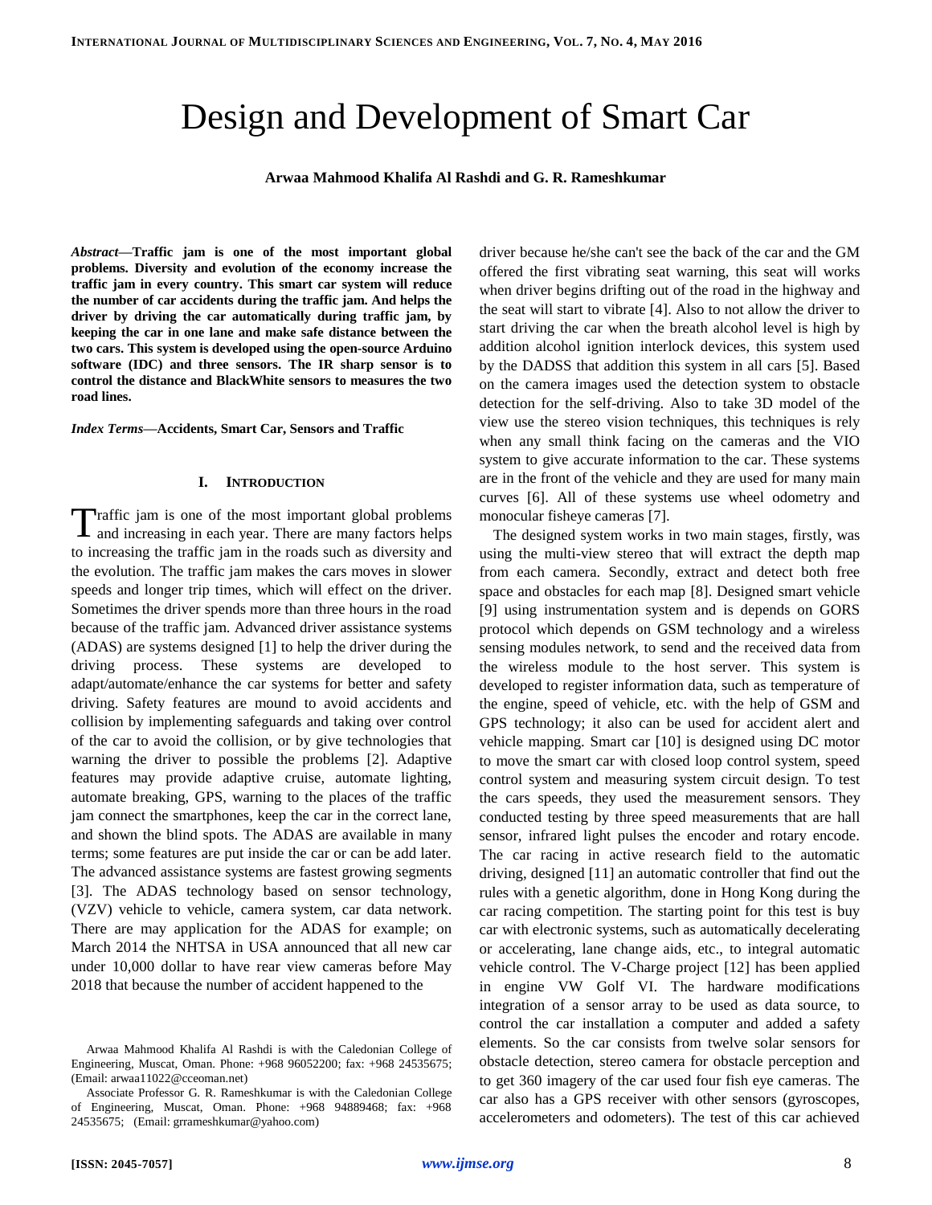# Design and Development of Smart Car

**Arwaa Mahmood Khalifa Al Rashdi and G. R. Rameshkumar**

***Abstract*—Traffic jam is one of the most important global problems. Diversity and evolution of the economy increase the traffic jam in every country. This smart car system will reduce the number of car accidents during the traffic jam. And helps the driver by driving the car automatically during traffic jam, by keeping the car in one lane and make safe distance between the two cars. This system is developed using the open-source Arduino software (IDC) and three sensors. The IR sharp sensor is to control the distance and BlackWhite sensors to measures the two road lines.**

***Index Terms*—Accidents, Smart Car, Sensors and Traffic**

## I. Introduction

Traffic jam is one of the most important global problems and increasing in each year. There are many factors helps to increasing the traffic jam in the roads such as diversity and the evolution. The traffic jam makes the cars moves in slower speeds and longer trip times, which will effect on the driver. Sometimes the driver spends more than three hours in the road because of the traffic jam. Advanced driver assistance systems (ADAS) are systems designed [1] to help the driver during the driving process. These systems are developed to adapt/automate/enhance the car systems for better and safety driving. Safety features are mound to avoid accidents and collision by implementing safeguards and taking over control of the car to avoid the collision, or by give technologies that warning the driver to possible the problems [2]. Adaptive features may provide adaptive cruise, automate lighting, automate breaking, GPS, warning to the places of the traffic jam connect the smartphones, keep the car in the correct lane, and shown the blind spots. The ADAS are available in many terms; some features are put inside the car or can be add later. The advanced assistance systems are fastest growing segments [3]. The ADAS technology based on sensor technology, (VZV) vehicle to vehicle, camera system, car data network. There are may application for the ADAS for example; on March 2014 the NHTSA in USA announced that all new car under 10,000 dollar to have rear view cameras before May 2018 that because the number of accident happened to the driver because he/she can't see the back of the car and the GM offered the first vibrating seat warning, this seat will works when driver begins drifting out of the road in the highway and the seat will start to vibrate [4]. Also to not allow the driver to start driving the car when the breath alcohol level is high by addition alcohol ignition interlock devices, this system used by the DADSS that addition this system in all cars [5]. Based on the camera images used the detection system to obstacle detection for the self-driving. Also to take 3D model of the view use the stereo vision techniques, this techniques is rely when any small think facing on the cameras and the VIO system to give accurate information to the car. These systems are in the front of the vehicle and they are used for many main curves [6]. All of these systems use wheel odometry and monocular fisheye cameras [7].

The designed system works in two main stages, firstly, was using the multi-view stereo that will extract the depth map from each camera. Secondly, extract and detect both free space and obstacles for each map [8]. Designed smart vehicle [9] using instrumentation system and is depends on GORS protocol which depends on GSM technology and a wireless sensing modules network, to send and the received data from the wireless module to the host server. This system is developed to register information data, such as temperature of the engine, speed of vehicle, etc. with the help of GSM and GPS technology; it also can be used for accident alert and vehicle mapping. Smart car [10] is designed using DC motor to move the smart car with closed loop control system, speed control system and measuring system circuit design. To test the cars speeds, they used the measurement sensors. They conducted testing by three speed measurements that are hall sensor, infrared light pulses the encoder and rotary encode. The car racing in active research field to the automatic driving, designed [11] an automatic controller that find out the rules with a genetic algorithm, done in Hong Kong during the car racing competition. The starting point for this test is buy car with electronic systems, such as automatically decelerating or accelerating, lane change aids, etc., to integral automatic vehicle control. The V-Charge project [12] has been applied in engine VW Golf VI. The hardware modifications integration of a sensor array to be used as data source, to control the car installation a computer and added a safety elements. So the car consists from twelve solar sensors for obstacle detection, stereo camera for obstacle perception and to get 360 imagery of the car used four fish eye cameras. The car also has a GPS receiver with other sensors (gyroscopes, accelerometers and odometers). The test of this car achieved

Arwaa Mahmood Khalifa Al Rashdi is with the Caledonian College of Engineering, Muscat, Oman. Phone: +968 96052200; fax: +968 24535675; (Email: arwaa11022@cceoman.net)

Associate Professor G. R. Rameshkumar is with the Caledonian College of Engineering, Muscat, Oman. Phone: +968 94889468; fax: +968 24535675; (Email: grrameshkumar@yahoo.com)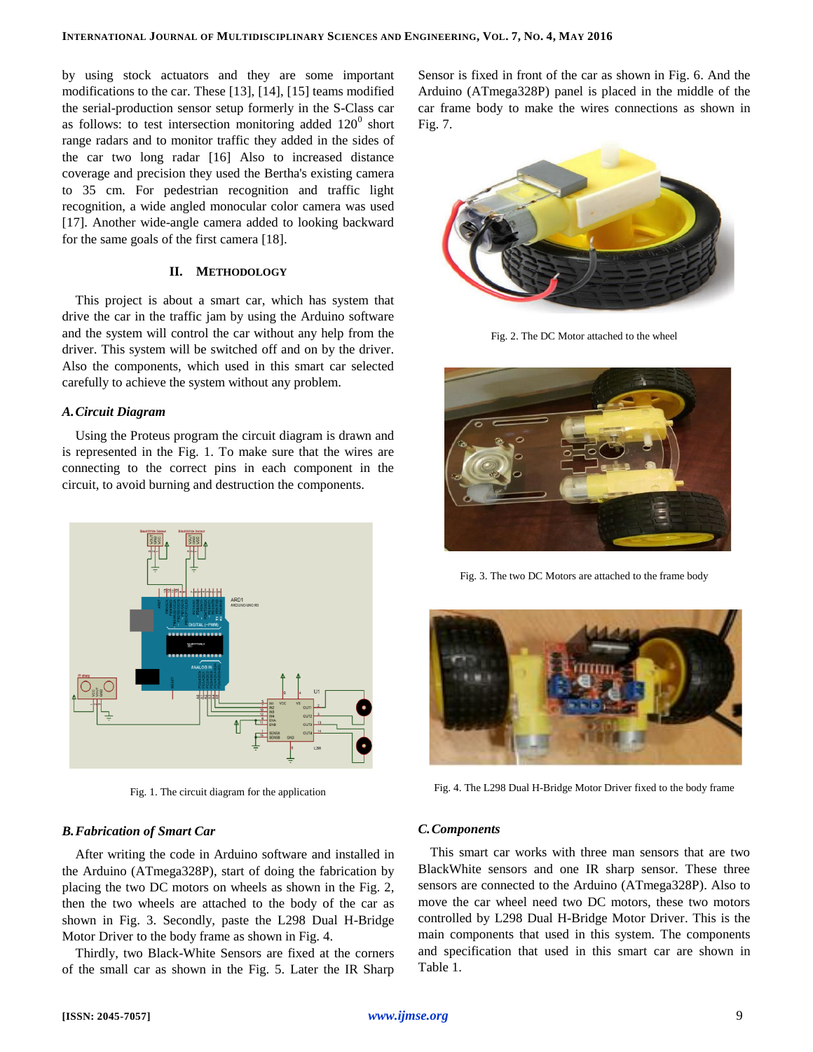by using stock actuators and they are some important modifications to the car. These [13], [14], [15] teams modified the serial-production sensor setup formerly in the S-Class car as follows: to test intersection monitoring added $120^0$ short range radars and to monitor traffic they added in the sides of the car two long radar [16] Also to increased distance coverage and precision they used the Bertha's existing camera to 35 cm. For pedestrian recognition and traffic light recognition, a wide angled monocular color camera was used [17]. Another wide-angle camera added to looking backward for the same goals of the first camera [18].

## II. Methodology

This project is about a smart car, which has system that drive the car in the traffic jam by using the Arduino software and the system will control the car without any help from the driver. This system will be switched off and on by the driver. Also the components, which used in this smart car selected carefully to achieve the system without any problem.

### A. Circuit Diagram

Using the Proteus program the circuit diagram is drawn and is represented in the Fig. 1. To make sure that the wires are connecting to the correct pins in each component in the circuit, to avoid burning and destruction the components.

Fig. 1. The circuit diagram for the application

### B. Fabrication of Smart Car

After writing the code in Arduino software and installed in the Arduino (ATmega328P), start of doing the fabrication by placing the two DC motors on wheels as shown in the Fig. 2, then the two wheels are attached to the body of the car as shown in Fig. 3. Secondly, paste the L298 Dual H-Bridge Motor Driver to the body frame as shown in Fig. 4.

Thirdly, two Black-White Sensors are fixed at the corners of the small car as shown in the Fig. 5. Later the IR Sharp Sensor is fixed in front of the car as shown in Fig. 6. And the Arduino (ATmega328P) panel is placed in the middle of the car frame body to make the wires connections as shown in Fig. 7.

Fig. 2. The DC Motor attached to the wheel

Fig. 3. The two DC Motors are attached to the frame body

Fig. 4. The L298 Dual H-Bridge Motor Driver fixed to the body frame

### C. Components

This smart car works with three man sensors that are two BlackWhite sensors and one IR sharp sensor. These three sensors are connected to the Arduino (ATmega328P). Also to move the car wheel need two DC motors, these two motors controlled by L298 Dual H-Bridge Motor Driver. This is the main components that used in this system. The components and specification that used in this smart car are shown in Table 1.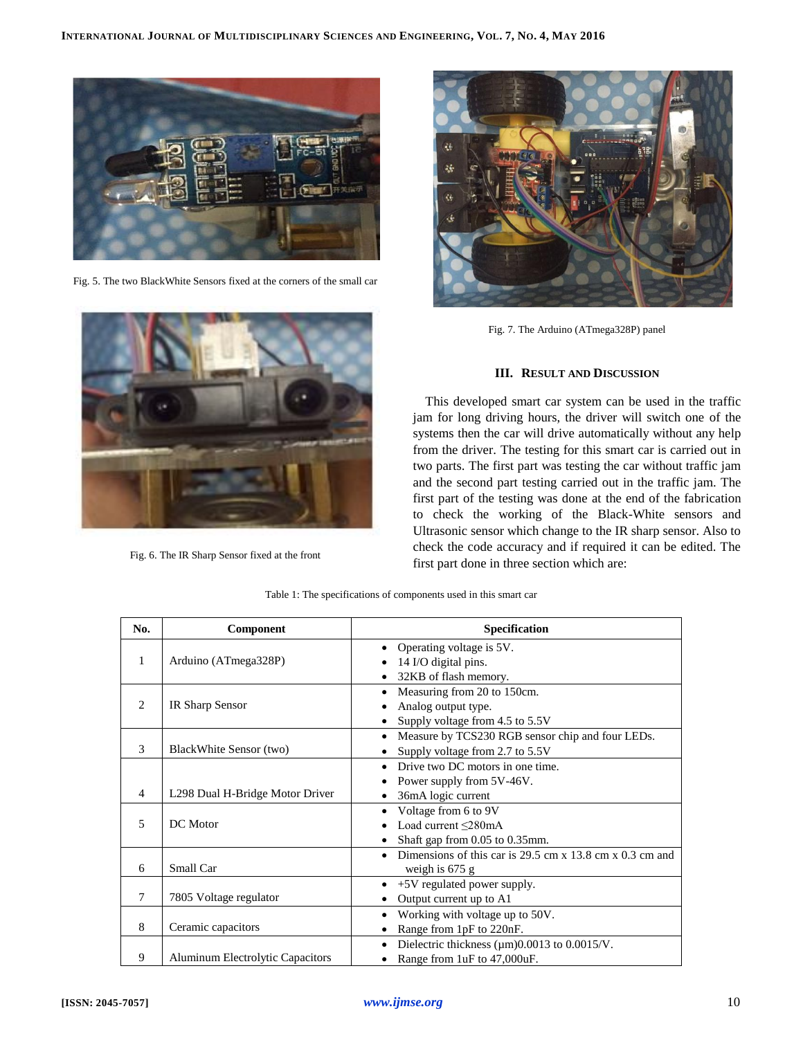Fig. 5. The two BlackWhite Sensors fixed at the corners of the small car

Fig. 6. The IR Sharp Sensor fixed at the front

Fig. 7. The Arduino (ATmega328P) panel

## III. Result and Discussion

This developed smart car system can be used in the traffic jam for long driving hours, the driver will switch one of the systems then the car will drive automatically without any help from the driver. The testing for this smart car is carried out in two parts. The first part was testing the car without traffic jam and the second part testing carried out in the traffic jam. The first part of the testing was done at the end of the fabrication to check the working of the Black-White sensors and Ultrasonic sensor which change to the IR sharp sensor. Also to check the code accuracy and if required it can be edited. The first part done in three section which are:

Table 1: The specifications of components used in this smart car

| No. | Component | Specification |
|---|---|---|
| 1 | Arduino (ATmega328P) | • Operating voltage is 5V.<br>• 14 I/O digital pins.<br>• 32KB of flash memory. |
| 2 | IR Sharp Sensor | • Measuring from 20 to 150cm.<br>• Analog output type.<br>• Supply voltage from 4.5 to 5.5V |
| 3 | BlackWhite Sensor (two) | • Measure by TCS230 RGB sensor chip and four LEDs.<br>• Supply voltage from 2.7 to 5.5V |
| 4 | L298 Dual H-Bridge Motor Driver | • Drive two DC motors in one time.<br>• Power supply from 5V-46V.<br>• 36mA logic current |
| 5 | DC Motor | • Voltage from 6 to 9V<br>• Load current ≤280mA<br>• Shaft gap from 0.05 to 0.35mm. |
| 6 | Small Car | • Dimensions of this car is 29.5 cm x 13.8 cm x 0.3 cm and weigh is 675 g |
| 7 | 7805 Voltage regulator | • +5V regulated power supply.<br>• Output current up to A1 |
| 8 | Ceramic capacitors | • Working with voltage up to 50V.<br>• Range from 1pF to 220nF. |
| 9 | Aluminum Electrolytic Capacitors | • Dielectric thickness (μm)0.0013 to 0.0015/V.<br>• Range from 1uF to 47,000uF. |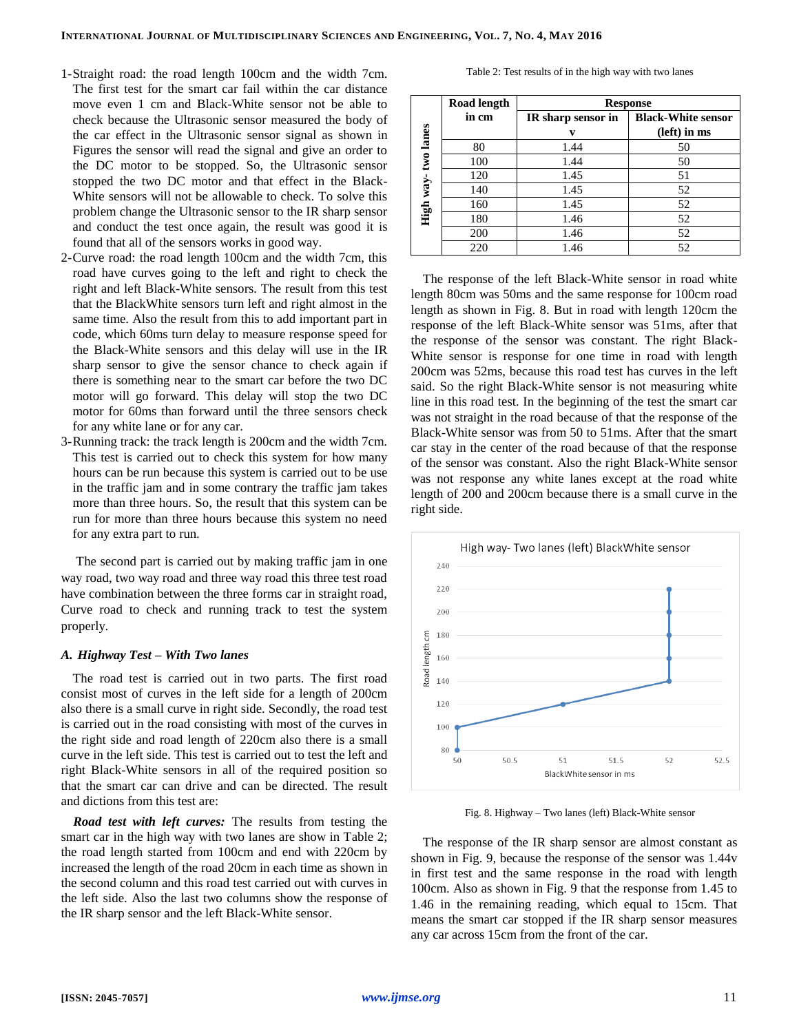1-Straight road: the road length 100cm and the width 7cm. The first test for the smart car fail within the car distance move even 1 cm and Black-White sensor not be able to check because the Ultrasonic sensor measured the body of the car effect in the Ultrasonic sensor signal as shown in Figures the sensor will read the signal and give an order to the DC motor to be stopped. So, the Ultrasonic sensor stopped the two DC motor and that effect in the Black-White sensors will not be allowable to check. To solve this problem change the Ultrasonic sensor to the IR sharp sensor and conduct the test once again, the result was good it is found that all of the sensors works in good way.

2-Curve road: the road length 100cm and the width 7cm, this road have curves going to the left and right to check the right and left Black-White sensors. The result from this test that the BlackWhite sensors turn left and right almost in the same time. Also the result from this to add important part in code, which 60ms turn delay to measure response speed for the Black-White sensors and this delay will use in the IR sharp sensor to give the sensor chance to check again if there is something near to the smart car before the two DC motor will go forward. This delay will stop the two DC motor for 60ms than forward until the three sensors check for any white lane or for any car.

3-Running track: the track length is 200cm and the width 7cm. This test is carried out to check this system for how many hours can be run because this system is carried out to be use in the traffic jam and in some contrary the traffic jam takes more than three hours. So, the result that this system can be run for more than three hours because this system no need for any extra part to run.

The second part is carried out by making traffic jam in one way road, two way road and three way road this three test road have combination between the three forms car in straight road, Curve road to check and running track to test the system properly.

### *A. Highway Test – With Two lanes*

The road test is carried out in two parts. The first road consist most of curves in the left side for a length of 200cm also there is a small curve in right side. Secondly, the road test is carried out in the road consisting with most of the curves in the right side and road length of 220cm also there is a small curve in the left side. This test is carried out to test the left and right Black-White sensors in all of the required position so that the smart car can drive and can be directed. The result and dictions from this test are:

***Road test with left curves:*** The results from testing the smart car in the high way with two lanes are show in Table 2; the road length started from 100cm and end with 220cm by increased the length of the road 20cm in each time as shown in the second column and this road test carried out with curves in the left side. Also the last two columns show the response of the IR sharp sensor and the left Black-White sensor.

Table 2: Test results of in the high way with two lanes

| | Road length in cm | Response | |
|---|---|---|---|
| | | IR sharp sensor in v | Black-White sensor (left) in ms |
| **High way- two lanes** | 80 | 1.44 | 50 |
| | 100 | 1.44 | 50 |
| | 120 | 1.45 | 51 |
| | 140 | 1.45 | 52 |
| | 160 | 1.45 | 52 |
| | 180 | 1.46 | 52 |
| | 200 | 1.46 | 52 |
| | 220 | 1.46 | 52 |

The response of the left Black-White sensor in road white length 80cm was 50ms and the same response for 100cm road length as shown in Fig. 8. But in road with length 120cm the response of the left Black-White sensor was 51ms, after that the response of the sensor was constant. The right Black-White sensor is response for one time in road with length 200cm was 52ms, because this road test has curves in the left said. So the right Black-White sensor is not measuring white line in this road test. In the beginning of the test the smart car was not straight in the road because of that the response of the Black-White sensor was from 50 to 51ms. After that the smart car stay in the center of the road because of that the response of the sensor was constant. Also the right Black-White sensor was not response any white lanes except at the road white length of 200 and 200cm because there is a small curve in the right side.

Fig. 8. Highway – Two lanes (left) Black-White sensor

The response of the IR sharp sensor are almost constant as shown in Fig. 9, because the response of the sensor was 1.44v in first test and the same response in the road with length 100cm. Also as shown in Fig. 9 that the response from 1.45 to 1.46 in the remaining reading, which equal to 15cm. That means the smart car stopped if the IR sharp sensor measures any car across 15cm from the front of the car.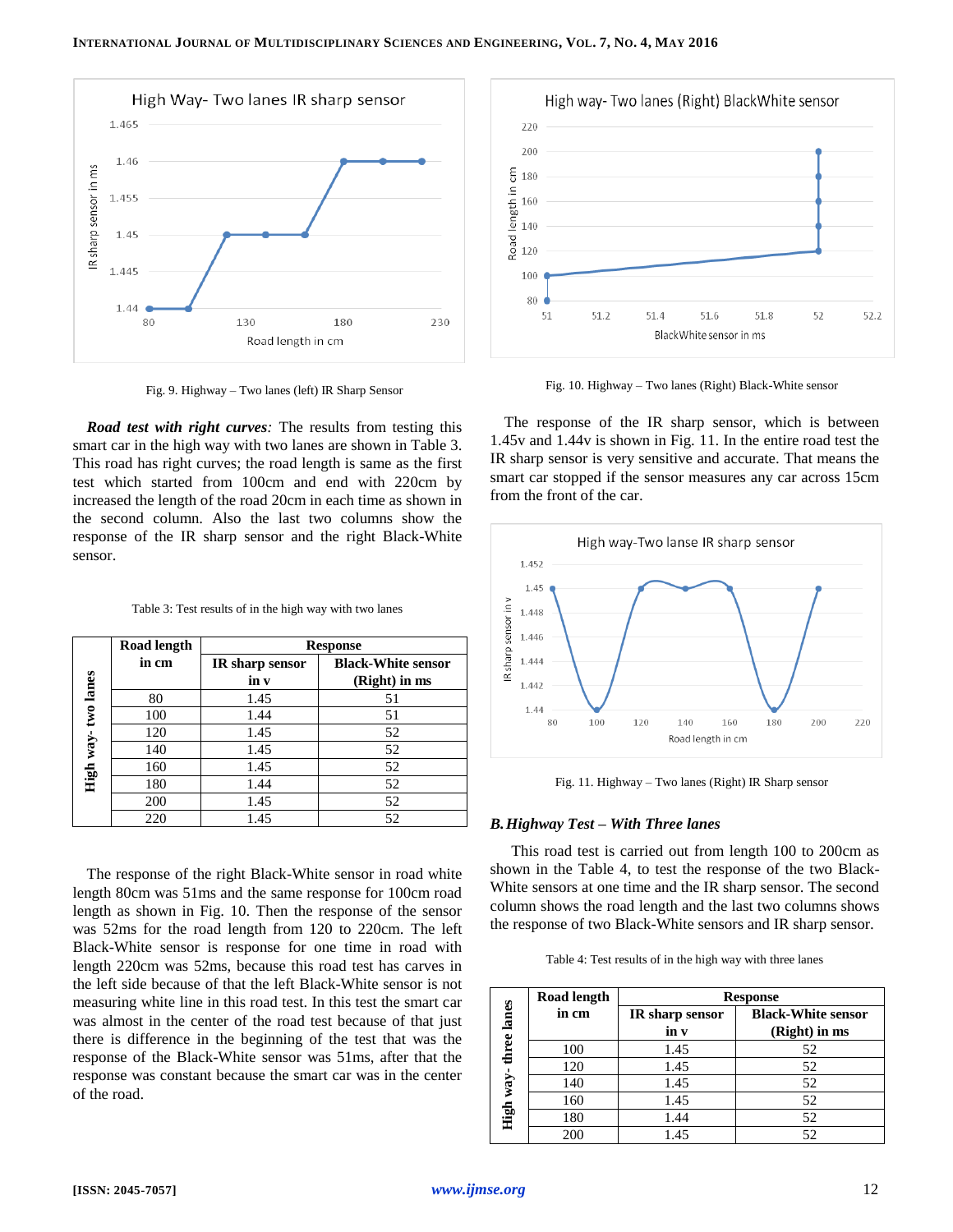Fig. 9. Highway – Two lanes (left) IR Sharp Sensor

***Road test with right curves:*** The results from testing this smart car in the high way with two lanes are shown in Table 3. This road has right curves; the road length is same as the first test which started from 100cm and end with 220cm by increased the length of the road 20cm in each time as shown in the second column. Also the last two columns show the response of the IR sharp sensor and the right Black-White sensor.

Table 3: Test results of in the high way with two lanes

| | Road length in cm | Response | |
|---|---|---|---|
| | | IR sharp sensor in v | Black-White sensor (Right) in ms |
| High way- two lanes | 80 | 1.45 | 51 |
| | 100 | 1.44 | 51 |
| | 120 | 1.45 | 52 |
| | 140 | 1.45 | 52 |
| | 160 | 1.45 | 52 |
| | 180 | 1.44 | 52 |
| | 200 | 1.45 | 52 |
| | 220 | 1.45 | 52 |

The response of the right Black-White sensor in road white length 80cm was 51ms and the same response for 100cm road length as shown in Fig. 10. Then the response of the sensor was 52ms for the road length from 120 to 220cm. The left Black-White sensor is response for one time in road with length 220cm was 52ms, because this road test has carves in the left side because of that the left Black-White sensor is not measuring white line in this road test. In this test the smart car was almost in the center of the road test because of that just there is difference in the beginning of the test that was the response of the Black-White sensor was 51ms, after that the response was constant because the smart car was in the center of the road.

Fig. 10. Highway – Two lanes (Right) Black-White sensor

The response of the IR sharp sensor, which is between 1.45v and 1.44v is shown in Fig. 11. In the entire road test the IR sharp sensor is very sensitive and accurate. That means the smart car stopped if the sensor measures any car across 15cm from the front of the car.

Fig. 11. Highway – Two lanes (Right) IR Sharp sensor

### *B. Highway Test – With Three lanes*

This road test is carried out from length 100 to 200cm as shown in the Table 4, to test the response of the two Black-White sensors at one time and the IR sharp sensor. The second column shows the road length and the last two columns shows the response of two Black-White sensors and IR sharp sensor.

Table 4: Test results of in the high way with three lanes

| | Road length in cm | Response | |
|---|---|---|---|
| | | IR sharp sensor in v | Black-White sensor (Right) in ms |
| High way- three lanes | 100 | 1.45 | 52 |
| | 120 | 1.45 | 52 |
| | 140 | 1.45 | 52 |
| | 160 | 1.45 | 52 |
| | 180 | 1.44 | 52 |
| | 200 | 1.45 | 52 |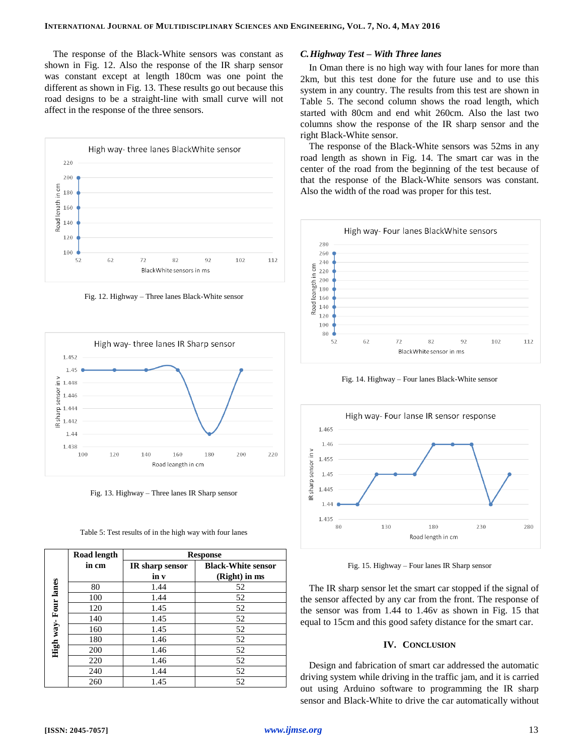The response of the Black-White sensors was constant as shown in Fig. 12. Also the response of the IR sharp sensor was constant except at length 180cm was one point the different as shown in Fig. 13. These results go out because this road designs to be a straight-line with small curve will not affect in the response of the three sensors.

Fig. 12. Highway – Three lanes Black-White sensor

Fig. 13. Highway – Three lanes IR Sharp sensor

Table 5: Test results of in the high way with four lanes

| | Road length in cm | Response | |
|---|---|---|---|
| | | IR sharp sensor in v | Black-White sensor (Right) in ms |
| High way- Four lanes | 80 | 1.44 | 52 |
| | 100 | 1.44 | 52 |
| | 120 | 1.45 | 52 |
| | 140 | 1.45 | 52 |
| | 160 | 1.45 | 52 |
| | 180 | 1.46 | 52 |
| | 200 | 1.46 | 52 |
| | 220 | 1.46 | 52 |
| | 240 | 1.44 | 52 |
| | 260 | 1.45 | 52 |

### *C. Highway Test – With Three lanes*

In Oman there is no high way with four lanes for more than 2km, but this test done for the future use and to use this system in any country. The results from this test are shown in Table 5. The second column shows the road length, which started with 80cm and end whit 260cm. Also the last two columns show the response of the IR sharp sensor and the right Black-White sensor.

The response of the Black-White sensors was 52ms in any road length as shown in Fig. 14. The smart car was in the center of the road from the beginning of the test because of that the response of the Black-White sensors was constant. Also the width of the road was proper for this test.

Fig. 14. Highway – Four lanes Black-White sensor

Fig. 15. Highway – Four lanes IR Sharp sensor

The IR sharp sensor let the smart car stopped if the signal of the sensor affected by any car from the front. The response of the sensor was from 1.44 to 1.46v as shown in Fig. 15 that equal to 15cm and this good safety distance for the smart car.

## IV. Conclusion

Design and fabrication of smart car addressed the automatic driving system while driving in the traffic jam, and it is carried out using Arduino software to programming the IR sharp sensor and Black-White to drive the car automatically without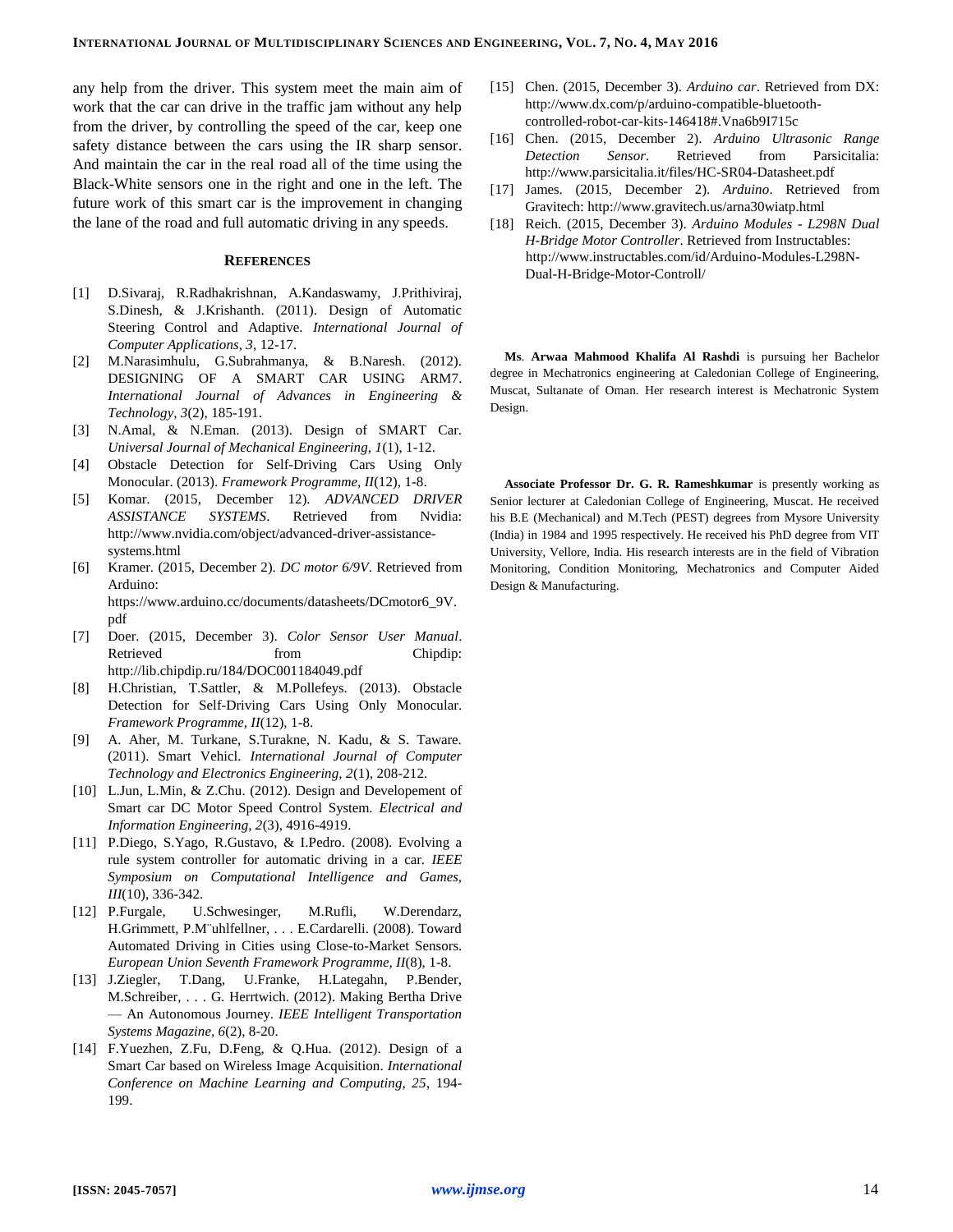any help from the driver. This system meet the main aim of work that the car can drive in the traffic jam without any help from the driver, by controlling the speed of the car, keep one safety distance between the cars using the IR sharp sensor. And maintain the car in the real road all of the time using the Black-White sensors one in the right and one in the left. The future work of this smart car is the improvement in changing the lane of the road and full automatic driving in any speeds.

## References

[1] D.Sivaraj, R.Radhakrishnan, A.Kandaswamy, J.Prithiviraj, S.Dinesh, & J.Krishanth. (2011). Design of Automatic Steering Control and Adaptive. *International Journal of Computer Applications, 3*, 12-17.

[2] M.Narasimhulu, G.Subrahmanya, & B.Naresh. (2012). DESIGNING OF A SMART CAR USING ARM7. *International Journal of Advances in Engineering & Technology, 3*(2), 185-191.

[3] N.Amal, & N.Eman. (2013). Design of SMART Car. *Universal Journal of Mechanical Engineering, 1*(1), 1-12.

[4] Obstacle Detection for Self-Driving Cars Using Only Monocular. (2013). *Framework Programme, II*(12), 1-8.

[5] Komar. (2015, December 12). *ADVANCED DRIVER ASSISTANCE SYSTEMS*. Retrieved from Nvidia: http://www.nvidia.com/object/advanced-driver-assistance-systems.html

[6] Kramer. (2015, December 2). *DC motor 6/9V*. Retrieved from Arduino: https://www.arduino.cc/documents/datasheets/DCmotor6_9V.pdf

[7] Doer. (2015, December 3). *Color Sensor User Manual*. Retrieved from Chipdip: http://lib.chipdip.ru/184/DOC001184049.pdf

[8] H.Christian, T.Sattler, & M.Pollefeys. (2013). Obstacle Detection for Self-Driving Cars Using Only Monocular. *Framework Programme, II*(12), 1-8.

[9] A. Aher, M. Turkane, S.Turakne, N. Kadu, & S. Taware. (2011). Smart Vehicl. *International Journal of Computer Technology and Electronics Engineering, 2*(1), 208-212.

[10] L.Jun, L.Min, & Z.Chu. (2012). Design and Developement of Smart car DC Motor Speed Control System. *Electrical and Information Engineering, 2*(3), 4916-4919.

[11] P.Diego, S.Yago, R.Gustavo, & I.Pedro. (2008). Evolving a rule system controller for automatic driving in a car. *IEEE Symposium on Computational Intelligence and Games, III*(10), 336-342.

[12] P.Furgale, U.Schwesinger, M.Rufli, W.Derendarz, H.Grimmett, P.M¨uhlfellner, . . . E.Cardarelli. (2008). Toward Automated Driving in Cities using Close-to-Market Sensors. *European Union Seventh Framework Programme, II*(8), 1-8.

[13] J.Ziegler, T.Dang, U.Franke, H.Lategahn, P.Bender, M.Schreiber, . . . G. Herrtwich. (2012). Making Bertha Drive — An Autonomous Journey. *IEEE Intelligent Transportation Systems Magazine, 6*(2), 8-20.

[14] F.Yuezhen, Z.Fu, D.Feng, & Q.Hua. (2012). Design of a Smart Car based on Wireless Image Acquisition. *International Conference on Machine Learning and Computing, 25*, 194-199.

[15] Chen. (2015, December 3). *Arduino car*. Retrieved from DX: http://www.dx.com/p/arduino-compatible-bluetooth-controlled-robot-car-kits-146418#.Vna6b9I715c

[16] Chen. (2015, December 2). *Arduino Ultrasonic Range Detection Sensor*. Retrieved from Parsicitalia: http://www.parsicitalia.it/files/HC-SR04-Datasheet.pdf

[17] James. (2015, December 2). *Arduino*. Retrieved from Gravitech: http://www.gravitech.us/arna30wiatp.html

[18] Reich. (2015, December 3). *Arduino Modules - L298N Dual H-Bridge Motor Controller*. Retrieved from Instructables: http://www.instructables.com/id/Arduino-Modules-L298N-Dual-H-Bridge-Motor-Controll/

**Ms**. **Arwaa Mahmood Khalifa Al Rashdi** is pursuing her Bachelor degree in Mechatronics engineering at Caledonian College of Engineering, Muscat, Sultanate of Oman. Her research interest is Mechatronic System Design.

**Associate Professor Dr. G. R. Rameshkumar** is presently working as Senior lecturer at Caledonian College of Engineering, Muscat. He received his B.E (Mechanical) and M.Tech (PEST) degrees from Mysore University (India) in 1984 and 1995 respectively. He received his PhD degree from VIT University, Vellore, India. His research interests are in the field of Vibration Monitoring, Condition Monitoring, Mechatronics and Computer Aided Design & Manufacturing.